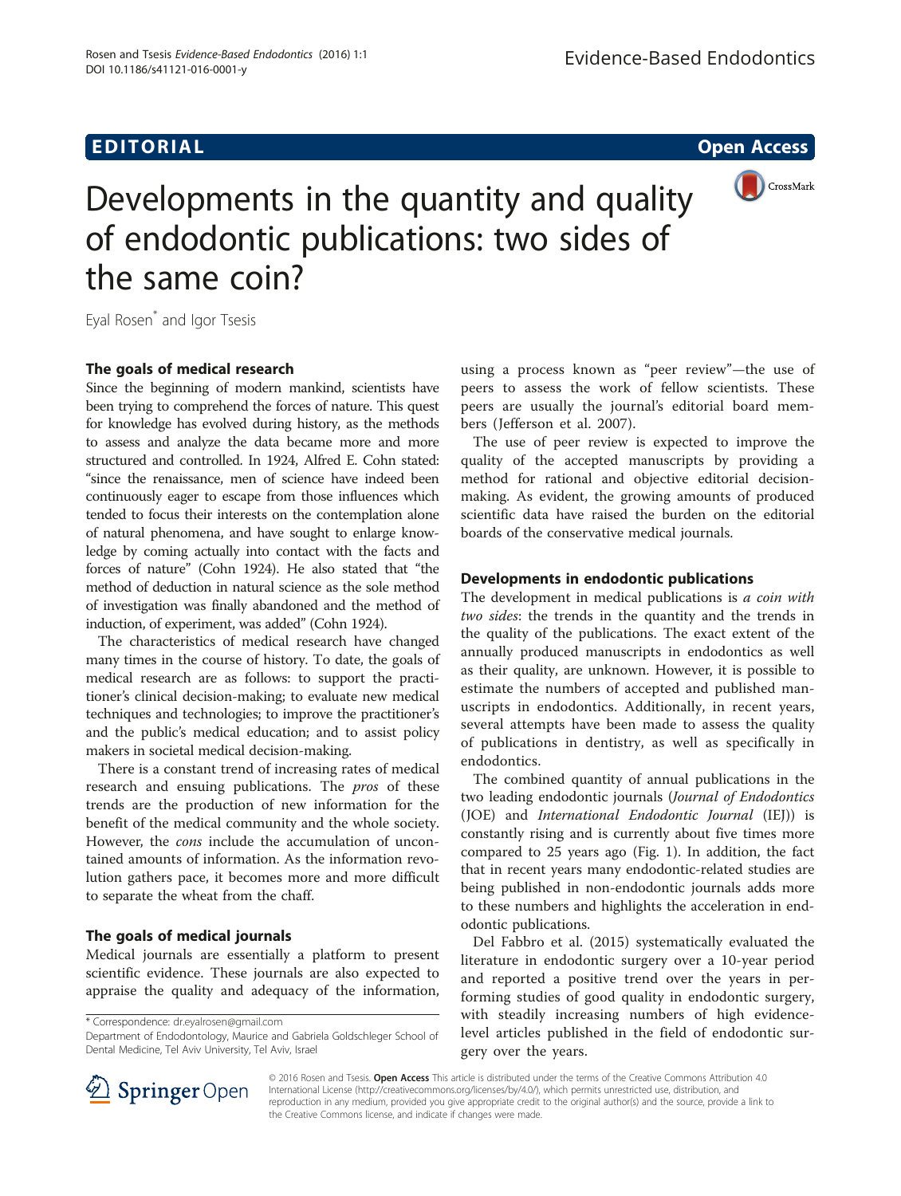**EDITORIAL** **Open Access**

# Developments in the quantity and quality of endodontic publications: two sides of the same coin?

Eyal Rosen* and Igor Tsesis

## The goals of medical research

Since the beginning of modern mankind, scientists have been trying to comprehend the forces of nature. This quest for knowledge has evolved during history, as the methods to assess and analyze the data became more and more structured and controlled. In 1924, Alfred E. Cohn stated: "since the renaissance, men of science have indeed been continuously eager to escape from those influences which tended to focus their interests on the contemplation alone of natural phenomena, and have sought to enlarge knowledge by coming actually into contact with the facts and forces of nature" (Cohn 1924). He also stated that "the method of deduction in natural science as the sole method of investigation was finally abandoned and the method of induction, of experiment, was added" (Cohn 1924).

The characteristics of medical research have changed many times in the course of history. To date, the goals of medical research are as follows: to support the practitioner's clinical decision-making; to evaluate new medical techniques and technologies; to improve the practitioner's and the public's medical education; and to assist policy makers in societal medical decision-making.

There is a constant trend of increasing rates of medical research and ensuing publications. The *pros* of these trends are the production of new information for the benefit of the medical community and the whole society. However, the *cons* include the accumulation of uncontained amounts of information. As the information revolution gathers pace, it becomes more and more difficult to separate the wheat from the chaff.

## The goals of medical journals

Medical journals are essentially a platform to present scientific evidence. These journals are also expected to appraise the quality and adequacy of the information, using a process known as "peer review"—the use of peers to assess the work of fellow scientists. These peers are usually the journal's editorial board members (Jefferson et al. 2007).

The use of peer review is expected to improve the quality of the accepted manuscripts by providing a method for rational and objective editorial decision-making. As evident, the growing amounts of produced scientific data have raised the burden on the editorial boards of the conservative medical journals.

## Developments in endodontic publications

The development in medical publications is *a coin with two sides*: the trends in the quantity and the trends in the quality of the publications. The exact extent of the annually produced manuscripts in endodontics as well as their quality, are unknown. However, it is possible to estimate the numbers of accepted and published manuscripts in endodontics. Additionally, in recent years, several attempts have been made to assess the quality of publications in dentistry, as well as specifically in endodontics.

The combined quantity of annual publications in the two leading endodontic journals (*Journal of Endodontics* (JOE) and *International Endodontic Journal* (IEJ)) is constantly rising and is currently about five times more compared to 25 years ago (Fig. 1). In addition, the fact that in recent years many endodontic-related studies are being published in non-endodontic journals adds more to these numbers and highlights the acceleration in endodontic publications.

Del Fabbro et al. (2015) systematically evaluated the literature in endodontic surgery over a 10-year period and reported a positive trend over the years in performing studies of good quality in endodontic surgery, with steadily increasing numbers of high evidence-level articles published in the field of endodontic surgery over the years.

\* Correspondence: dr.eyalrosen@gmail.com
Department of Endodontology, Maurice and Gabriela Goldschleger School of Dental Medicine, Tel Aviv University, Tel Aviv, Israel

© 2016 Rosen and Tsesis. **Open Access** This article is distributed under the terms of the Creative Commons Attribution 4.0 International License (http://creativecommons.org/licenses/by/4.0/), which permits unrestricted use, distribution, and reproduction in any medium, provided you give appropriate credit to the original author(s) and the source, provide a link to the Creative Commons license, and indicate if changes were made.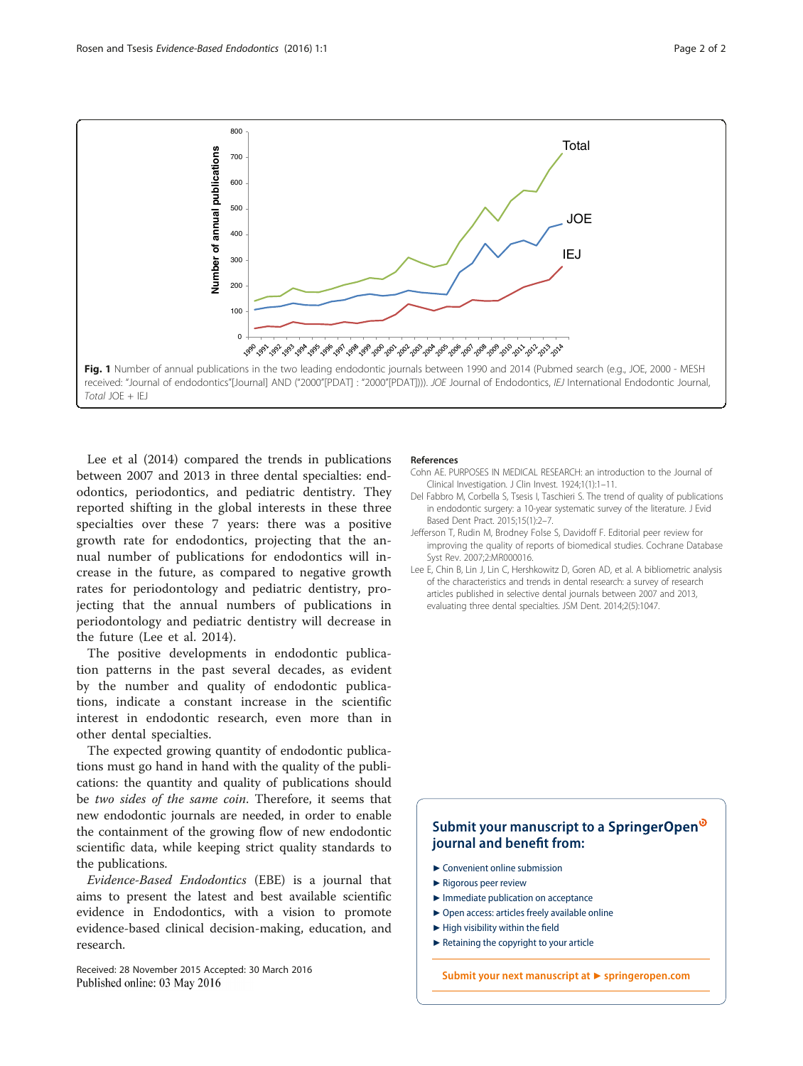800
700
600
500
400
300
200
100
0

Number of annual publications

Total

JOE

IEJ

1990 1991 1992 1993 1994 1995 1996 1997 1998 1999 2000 2001 2002 2003 2004 2005 2006 2007 2008 2009 2010 2011 2012 2013 2014

**Fig. 1** Number of annual publications in the two leading endodontic journals between 1990 and 2014 (Pubmed search (e.g., JOE, 2000 - MESH received: "Journal of endodontics"[Journal] AND ("2000"[PDAT] : "2000"[PDAT]))). *JOE* Journal of Endodontics, *IEJ* International Endodontic Journal, *Total* JOE + IEJ

Lee et al (2014) compared the trends in publications between 2007 and 2013 in three dental specialties: endodontics, periodontics, and pediatric dentistry. They reported shifting in the global interests in these three specialties over these 7 years: there was a positive growth rate for endodontics, projecting that the annual number of publications for endodontics will increase in the future, as compared to negative growth rates for periodontology and pediatric dentistry, projecting that the annual numbers of publications in periodontology and pediatric dentistry will decrease in the future (Lee et al. 2014).

The positive developments in endodontic publication patterns in the past several decades, as evident by the number and quality of endodontic publications, indicate a constant increase in the scientific interest in endodontic research, even more than in other dental specialties.

The expected growing quantity of endodontic publications must go hand in hand with the quality of the publications: the quantity and quality of publications should be *two sides of the same coin*. Therefore, it seems that new endodontic journals are needed, in order to enable the containment of the growing flow of new endodontic scientific data, while keeping strict quality standards to the publications.

*Evidence-Based Endodontics* (EBE) is a journal that aims to present the latest and best available scientific evidence in Endodontics, with a vision to promote evidence-based clinical decision-making, education, and research.

Received: 28 November 2015 Accepted: 30 March 2016
Published online: 03 May 2016

## References

Cohn AE. PURPOSES IN MEDICAL RESEARCH: an introduction to the Journal of Clinical Investigation. J Clin Invest. 1924;1(1):1–11.

Del Fabbro M, Corbella S, Tsesis I, Taschieri S. The trend of quality of publications in endodontic surgery: a 10-year systematic survey of the literature. J Evid Based Dent Pract. 2015;15(1):2–7.

Jefferson T, Rudin M, Brodney Folse S, Davidoff F. Editorial peer review for improving the quality of reports of biomedical studies. Cochrane Database Syst Rev. 2007;2:MR000016.

Lee E, Chin B, Lin J, Lin C, Hershkowitz D, Goren AD, et al. A bibliometric analysis of the characteristics and trends in dental research: a survey of research articles published in selective dental journals between 2007 and 2013, evaluating three dental specialties. JSM Dent. 2014;2(5):1047.

**Submit your manuscript to a SpringerOpen journal and benefit from:**

- ► Convenient online submission
- ► Rigorous peer review
- ► Immediate publication on acceptance
- ► Open access: articles freely available online
- ► High visibility within the field
- ► Retaining the copyright to your article

**Submit your next manuscript at ► springeropen.com**